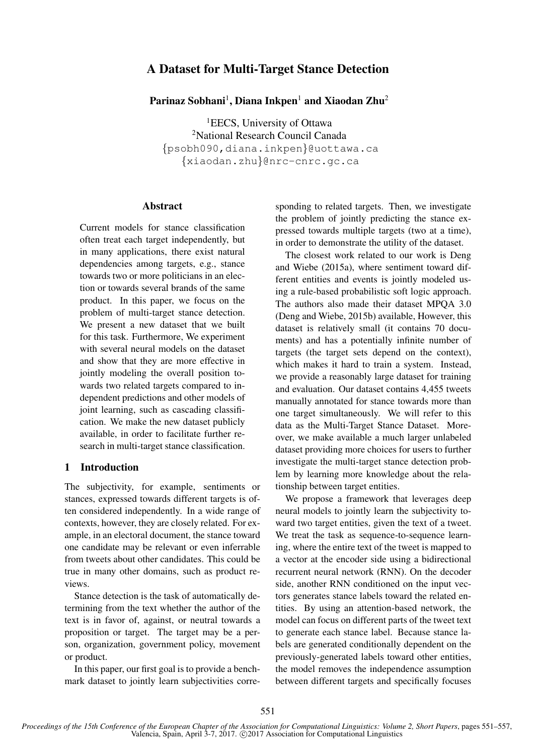# A Dataset for Multi-Target Stance Detection

**Parinaz Sobhani**[1], **Diana Inkpen**[1] **and Xiaodan Zhu**[2]

[1]EECS, University of Ottawa
[2]National Research Council Canada
{psobh090,diana.inkpen}@uottawa.ca
{xiaodan.zhu}@nrc-cnrc.gc.ca

## Abstract

Current models for stance classification often treat each target independently, but in many applications, there exist natural dependencies among targets, e.g., stance towards two or more politicians in an election or towards several brands of the same product. In this paper, we focus on the problem of multi-target stance detection. We present a new dataset that we built for this task. Furthermore, We experiment with several neural models on the dataset and show that they are more effective in jointly modeling the overall position towards two related targets compared to independent predictions and other models of joint learning, such as cascading classification. We make the new dataset publicly available, in order to facilitate further research in multi-target stance classification.

## 1 Introduction

The subjectivity, for example, sentiments or stances, expressed towards different targets is often considered independently. In a wide range of contexts, however, they are closely related. For example, in an electoral document, the stance toward one candidate may be relevant or even inferrable from tweets about other candidates. This could be true in many other domains, such as product reviews.

Stance detection is the task of automatically determining from the text whether the author of the text is in favor of, against, or neutral towards a proposition or target. The target may be a person, organization, government policy, movement or product.

In this paper, our first goal is to provide a benchmark dataset to jointly learn subjectivities corresponding to related targets. Then, we investigate the problem of jointly predicting the stance expressed towards multiple targets (two at a time), in order to demonstrate the utility of the dataset.

The closest work related to our work is Deng and Wiebe (2015a), where sentiment toward different entities and events is jointly modeled using a rule-based probabilistic soft logic approach. The authors also made their dataset MPQA 3.0 (Deng and Wiebe, 2015b) available, However, this dataset is relatively small (it contains 70 documents) and has a potentially infinite number of targets (the target sets depend on the context), which makes it hard to train a system. Instead, we provide a reasonably large dataset for training and evaluation. Our dataset contains 4,455 tweets manually annotated for stance towards more than one target simultaneously. We will refer to this data as the Multi-Target Stance Dataset. Moreover, we make available a much larger unlabeled dataset providing more choices for users to further investigate the multi-target stance detection problem by learning more knowledge about the relationship between target entities.

We propose a framework that leverages deep neural models to jointly learn the subjectivity toward two target entities, given the text of a tweet. We treat the task as sequence-to-sequence learning, where the entire text of the tweet is mapped to a vector at the encoder side using a bidirectional recurrent neural network (RNN). On the decoder side, another RNN conditioned on the input vectors generates stance labels toward the related entities. By using an attention-based network, the model can focus on different parts of the tweet text to generate each stance label. Because stance labels are generated conditionally dependent on the previously-generated labels toward other entities, the model removes the independence assumption between different targets and specifically focuses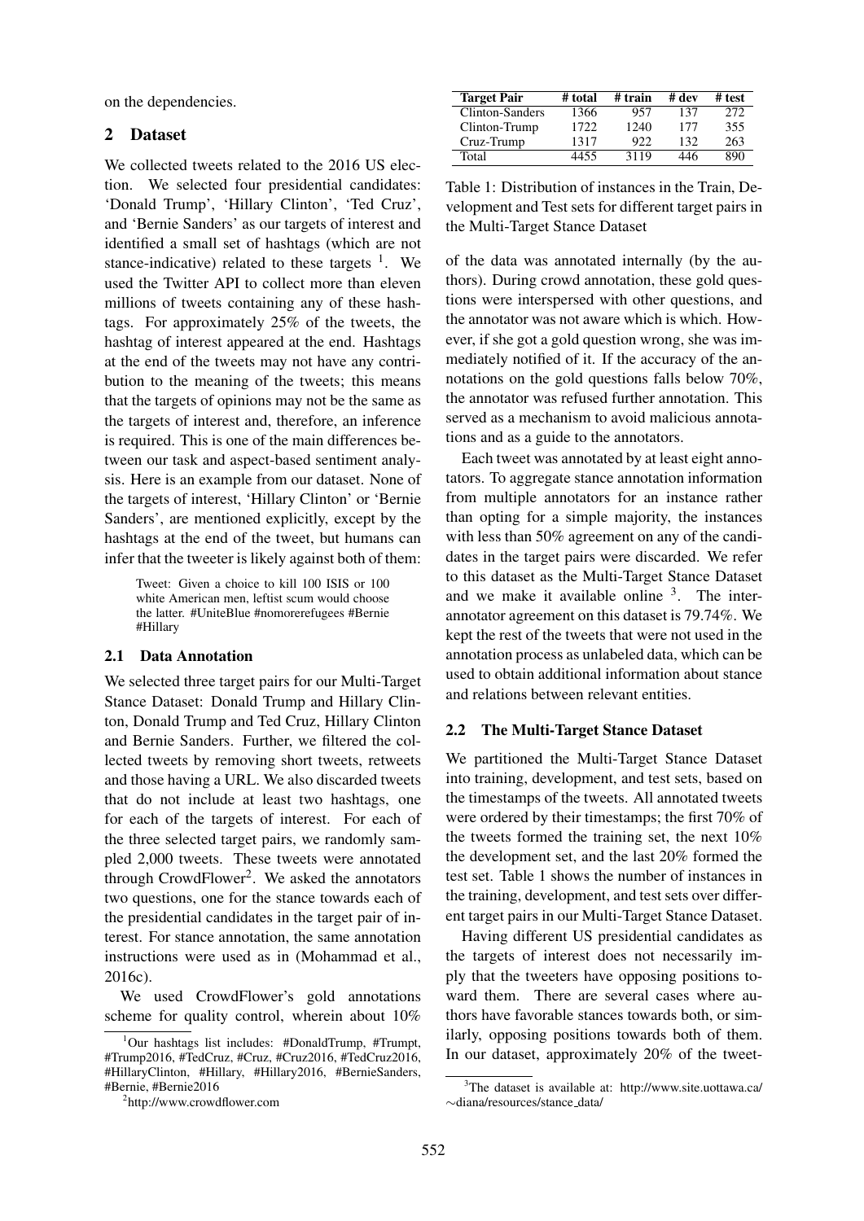on the dependencies.

## 2 Dataset

We collected tweets related to the 2016 US election. We selected four presidential candidates: 'Donald Trump', 'Hillary Clinton', 'Ted Cruz', and 'Bernie Sanders' as our targets of interest and identified a small set of hashtags (which are not stance-indicative) related to these targets [1]. We used the Twitter API to collect more than eleven millions of tweets containing any of these hashtags. For approximately 25% of the tweets, the hashtag of interest appeared at the end. Hashtags at the end of the tweets may not have any contribution to the meaning of the tweets; this means that the targets of opinions may not be the same as the targets of interest and, therefore, an inference is required. This is one of the main differences between our task and aspect-based sentiment analysis. Here is an example from our dataset. None of the targets of interest, 'Hillary Clinton' or 'Bernie Sanders', are mentioned explicitly, except by the hashtags at the end of the tweet, but humans can infer that the tweeter is likely against both of them:

> Tweet: Given a choice to kill 100 ISIS or 100 white American men, leftist scum would choose the latter. #UniteBlue #nomorerefugees #Bernie #Hillary

### 2.1 Data Annotation

We selected three target pairs for our Multi-Target Stance Dataset: Donald Trump and Hillary Clinton, Donald Trump and Ted Cruz, Hillary Clinton and Bernie Sanders. Further, we filtered the collected tweets by removing short tweets, retweets and those having a URL. We also discarded tweets that do not include at least two hashtags, one for each of the targets of interest. For each of the three selected target pairs, we randomly sampled 2,000 tweets. These tweets were annotated through CrowdFlower[2]. We asked the annotators two questions, one for the stance towards each of the presidential candidates in the target pair of interest. For stance annotation, the same annotation instructions were used as in (Mohammad et al., 2016c).

We used CrowdFlower's gold annotations scheme for quality control, wherein about 10% of the data was annotated internally (by the authors). During crowd annotation, these gold questions were interspersed with other questions, and the annotator was not aware which is which. However, if she got a gold question wrong, she was immediately notified of it. If the accuracy of the annotations on the gold questions falls below 70%, the annotator was refused further annotation. This served as a mechanism to avoid malicious annotations and as a guide to the annotators.

Each tweet was annotated by at least eight annotators. To aggregate stance annotation information from multiple annotators for an instance rather than opting for a simple majority, the instances with less than 50% agreement on any of the candidates in the target pairs were discarded. We refer to this dataset as the Multi-Target Stance Dataset and we make it available online [3]. The inter-annotator agreement on this dataset is 79.74%. We kept the rest of the tweets that were not used in the annotation process as unlabeled data, which can be used to obtain additional information about stance and relations between relevant entities.

| Target Pair | # total | # train | # dev | # test |
|---|---|---|---|---|
| Clinton-Sanders | 1366 | 957 | 137 | 272 |
| Clinton-Trump | 1722 | 1240 | 177 | 355 |
| Cruz-Trump | 1317 | 922 | 132 | 263 |
| Total | 4455 | 3119 | 446 | 890 |

Table 1: Distribution of instances in the Train, Development and Test sets for different target pairs in the Multi-Target Stance Dataset

### 2.2 The Multi-Target Stance Dataset

We partitioned the Multi-Target Stance Dataset into training, development, and test sets, based on the timestamps of the tweets. All annotated tweets were ordered by their timestamps; the first 70% of the tweets formed the training set, the next 10% the development set, and the last 20% formed the test set. Table 1 shows the number of instances in the training, development, and test sets over different target pairs in our Multi-Target Stance Dataset.

Having different US presidential candidates as the targets of interest does not necessarily imply that the tweeters have opposing positions toward them. There are several cases where authors have favorable stances towards both, or similarly, opposing positions towards both of them. In our dataset, approximately 20% of the tweet-

[1] Our hashtags list includes: #DonaldTrump, #Trumpt, #Trump2016, #TedCruz, #Cruz, #Cruz2016, #TedCruz2016, #HillaryClinton, #Hillary, #Hillary2016, #BernieSanders, #Bernie, #Bernie2016

[2] http://www.crowdflower.com

[3] The dataset is available at: http://www.site.uottawa.ca/∼diana/resources/stance_data/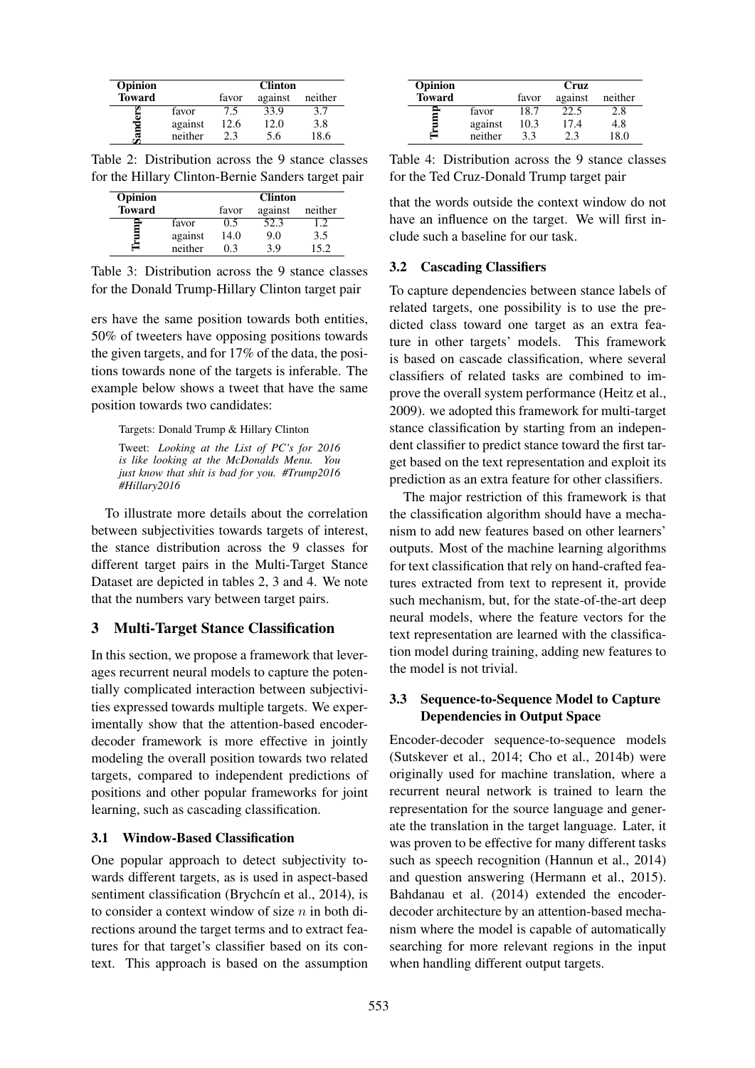| Opinion Toward | | Clinton | | |
|---|---|---|---|---|
| | | favor | against | neither |
| Sanders | favor | 7.5 | 33.9 | 3.7 |
| | against | 12.6 | 12.0 | 3.8 |
| | neither | 2.3 | 5.6 | 18.6 |

Table 2: Distribution across the 9 stance classes for the Hillary Clinton-Bernie Sanders target pair

| Opinion Toward | | Clinton | | |
|---|---|---|---|---|
| | | favor | against | neither |
| Trump | favor | 0.5 | 52.3 | 1.2 |
| | against | 14.0 | 9.0 | 3.5 |
| | neither | 0.3 | 3.9 | 15.2 |

Table 3: Distribution across the 9 stance classes for the Donald Trump-Hillary Clinton target pair

ers have the same position towards both entities, 50% of tweeters have opposing positions towards the given targets, and for 17% of the data, the positions towards none of the targets is inferable. The example below shows a tweet that have the same position towards two candidates:

Targets: Donald Trump & Hillary Clinton

Tweet: *Looking at the List of PC's for 2016 is like looking at the McDonalds Menu. You just know that shit is bad for you. #Trump2016 #Hillary2016*

To illustrate more details about the correlation between subjectivities towards targets of interest, the stance distribution across the 9 classes for different target pairs in the Multi-Target Stance Dataset are depicted in tables 2, 3 and 4. We note that the numbers vary between target pairs.

## 3 Multi-Target Stance Classification

In this section, we propose a framework that leverages recurrent neural models to capture the potentially complicated interaction between subjectivities expressed towards multiple targets. We experimentally show that the attention-based encoder-decoder framework is more effective in jointly modeling the overall position towards two related targets, compared to independent predictions of positions and other popular frameworks for joint learning, such as cascading classification.

### 3.1 Window-Based Classification

One popular approach to detect subjectivity towards different targets, as is used in aspect-based sentiment classification (Brychcín et al., 2014), is to consider a context window of size $n$ in both directions around the target terms and to extract features for that target's classifier based on its context. This approach is based on the assumption that the words outside the context window do not have an influence on the target. We will first include such a baseline for our task.

| Opinion Toward | | Cruz | | |
|---|---|---|---|---|
| | | favor | against | neither |
| Trump | favor | 18.7 | 22.5 | 2.8 |
| | against | 10.3 | 17.4 | 4.8 |
| | neither | 3.3 | 2.3 | 18.0 |

Table 4: Distribution across the 9 stance classes for the Ted Cruz-Donald Trump target pair

### 3.2 Cascading Classifiers

To capture dependencies between stance labels of related targets, one possibility is to use the predicted class toward one target as an extra feature in other targets' models. This framework is based on cascade classification, where several classifiers of related tasks are combined to improve the overall system performance (Heitz et al., 2009). we adopted this framework for multi-target stance classification by starting from an independent classifier to predict stance toward the first target based on the text representation and exploit its prediction as an extra feature for other classifiers.

The major restriction of this framework is that the classification algorithm should have a mechanism to add new features based on other learners' outputs. Most of the machine learning algorithms for text classification that rely on hand-crafted features extracted from text to represent it, provide such mechanism, but, for the state-of-the-art deep neural models, where the feature vectors for the text representation are learned with the classification model during training, adding new features to the model is not trivial.

### 3.3 Sequence-to-Sequence Model to Capture Dependencies in Output Space

Encoder-decoder sequence-to-sequence models (Sutskever et al., 2014; Cho et al., 2014b) were originally used for machine translation, where a recurrent neural network is trained to learn the representation for the source language and generate the translation in the target language. Later, it was proven to be effective for many different tasks such as speech recognition (Hannun et al., 2014) and question answering (Hermann et al., 2015). Bahdanau et al. (2014) extended the encoder-decoder architecture by an attention-based mechanism where the model is capable of automatically searching for more relevant regions in the input when handling different output targets.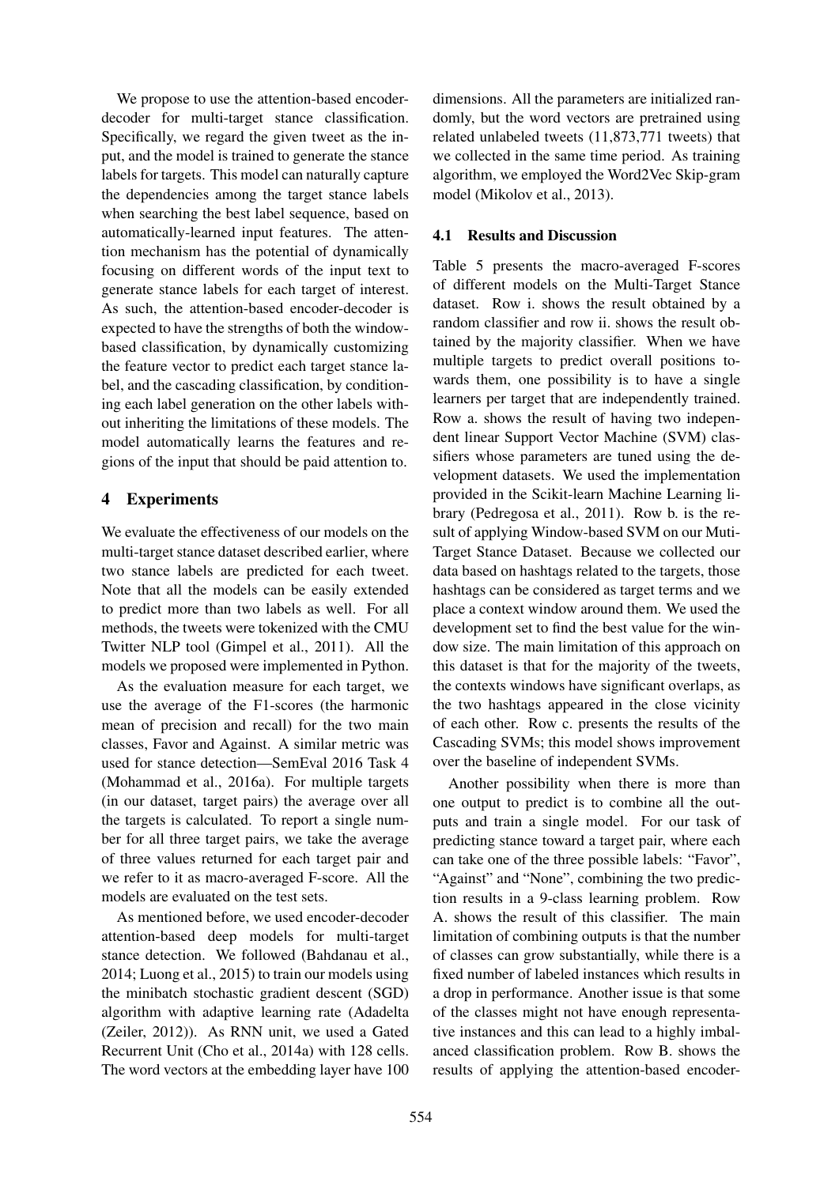We propose to use the attention-based encoder-decoder for multi-target stance classification. Specifically, we regard the given tweet as the input, and the model is trained to generate the stance labels for targets. This model can naturally capture the dependencies among the target stance labels when searching the best label sequence, based on automatically-learned input features. The attention mechanism has the potential of dynamically focusing on different words of the input text to generate stance labels for each target of interest. As such, the attention-based encoder-decoder is expected to have the strengths of both the window-based classification, by dynamically customizing the feature vector to predict each target stance label, and the cascading classification, by conditioning each label generation on the other labels without inheriting the limitations of these models. The model automatically learns the features and regions of the input that should be paid attention to.

## 4 Experiments

We evaluate the effectiveness of our models on the multi-target stance dataset described earlier, where two stance labels are predicted for each tweet. Note that all the models can be easily extended to predict more than two labels as well. For all methods, the tweets were tokenized with the CMU Twitter NLP tool (Gimpel et al., 2011). All the models we proposed were implemented in Python.

As the evaluation measure for each target, we use the average of the F1-scores (the harmonic mean of precision and recall) for the two main classes, Favor and Against. A similar metric was used for stance detection—SemEval 2016 Task 4 (Mohammad et al., 2016a). For multiple targets (in our dataset, target pairs) the average over all the targets is calculated. To report a single number for all three target pairs, we take the average of three values returned for each target pair and we refer to it as macro-averaged F-score. All the models are evaluated on the test sets.

As mentioned before, we used encoder-decoder attention-based deep models for multi-target stance detection. We followed (Bahdanau et al., 2014; Luong et al., 2015) to train our models using the minibatch stochastic gradient descent (SGD) algorithm with adaptive learning rate (Adadelta (Zeiler, 2012)). As RNN unit, we used a Gated Recurrent Unit (Cho et al., 2014a) with 128 cells. The word vectors at the embedding layer have 100 dimensions. All the parameters are initialized randomly, but the word vectors are pretrained using related unlabeled tweets (11,873,771 tweets) that we collected in the same time period. As training algorithm, we employed the Word2Vec Skip-gram model (Mikolov et al., 2013).

### 4.1 Results and Discussion

Table 5 presents the macro-averaged F-scores of different models on the Multi-Target Stance dataset. Row i. shows the result obtained by a random classifier and row ii. shows the result obtained by the majority classifier. When we have multiple targets to predict overall positions towards them, one possibility is to have a single learners per target that are independently trained. Row a. shows the result of having two independent linear Support Vector Machine (SVM) classifiers whose parameters are tuned using the development datasets. We used the implementation provided in the Scikit-learn Machine Learning library (Pedregosa et al., 2011). Row b. is the result of applying Window-based SVM on our Muti-Target Stance Dataset. Because we collected our data based on hashtags related to the targets, those hashtags can be considered as target terms and we place a context window around them. We used the development set to find the best value for the window size. The main limitation of this approach on this dataset is that for the majority of the tweets, the contexts windows have significant overlaps, as the two hashtags appeared in the close vicinity of each other. Row c. presents the results of the Cascading SVMs; this model shows improvement over the baseline of independent SVMs.

Another possibility when there is more than one output to predict is to combine all the outputs and train a single model. For our task of predicting stance toward a target pair, where each can take one of the three possible labels: "Favor", "Against" and "None", combining the two prediction results in a 9-class learning problem. Row A. shows the result of this classifier. The main limitation of combining outputs is that the number of classes can grow substantially, while there is a fixed number of labeled instances which results in a drop in performance. Another issue is that some of the classes might not have enough representative instances and this can lead to a highly imbalanced classification problem. Row B. shows the results of applying the attention-based encoder-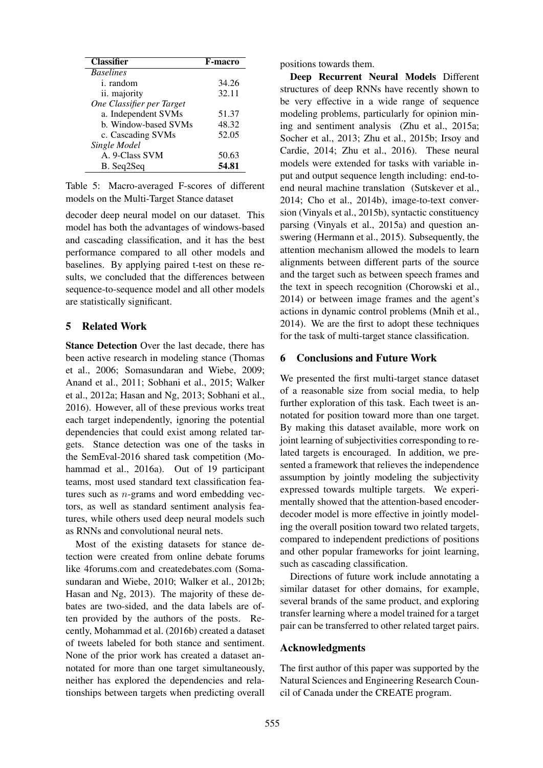| Classifier | F-macro |
|---|---|
| *Baselines* | |
| i. random | 34.26 |
| ii. majority | 32.11 |
| *One Classifier per Target* | |
| a. Independent SVMs | 51.37 |
| b. Window-based SVMs | 48.32 |
| c. Cascading SVMs | 52.05 |
| *Single Model* | |
| A. 9-Class SVM | 50.63 |
| B. Seq2Seq | **54.81** |

Table 5: Macro-averaged F-scores of different models on the Multi-Target Stance dataset

decoder deep neural model on our dataset. This model has both the advantages of windows-based and cascading classification, and it has the best performance compared to all other models and baselines. By applying paired t-test on these results, we concluded that the differences between sequence-to-sequence model and all other models are statistically significant.

## 5 Related Work

**Stance Detection** Over the last decade, there has been active research in modeling stance (Thomas et al., 2006; Somasundaran and Wiebe, 2009; Anand et al., 2011; Sobhani et al., 2015; Walker et al., 2012a; Hasan and Ng, 2013; Sobhani et al., 2016). However, all of these previous works treat each target independently, ignoring the potential dependencies that could exist among related targets. Stance detection was one of the tasks in the SemEval-2016 shared task competition (Mohammad et al., 2016a). Out of 19 participant teams, most used standard text classification features such as $n$-grams and word embedding vectors, as well as standard sentiment analysis features, while others used deep neural models such as RNNs and convolutional neural nets.

Most of the existing datasets for stance detection were created from online debate forums like 4forums.com and createdebates.com (Somasundaran and Wiebe, 2010; Walker et al., 2012b; Hasan and Ng, 2013). The majority of these debates are two-sided, and the data labels are often provided by the authors of the posts. Recently, Mohammad et al. (2016b) created a dataset of tweets labeled for both stance and sentiment. None of the prior work has created a dataset annotated for more than one target simultaneously, neither has explored the dependencies and relationships between targets when predicting overall positions towards them.

**Deep Recurrent Neural Models** Different structures of deep RNNs have recently shown to be very effective in a wide range of sequence modeling problems, particularly for opinion mining and sentiment analysis (Zhu et al., 2015a; Socher et al., 2013; Zhu et al., 2015b; Irsoy and Cardie, 2014; Zhu et al., 2016). These neural models were extended for tasks with variable input and output sequence length including: end-to-end neural machine translation (Sutskever et al., 2014; Cho et al., 2014b), image-to-text conversion (Vinyals et al., 2015b), syntactic constituency parsing (Vinyals et al., 2015a) and question answering (Hermann et al., 2015). Subsequently, the attention mechanism allowed the models to learn alignments between different parts of the source and the target such as between speech frames and the text in speech recognition (Chorowski et al., 2014) or between image frames and the agent's actions in dynamic control problems (Mnih et al., 2014). We are the first to adopt these techniques for the task of multi-target stance classification.

## 6 Conclusions and Future Work

We presented the first multi-target stance dataset of a reasonable size from social media, to help further exploration of this task. Each tweet is annotated for position toward more than one target. By making this dataset available, more work on joint learning of subjectivities corresponding to related targets is encouraged. In addition, we presented a framework that relieves the independence assumption by jointly modeling the subjectivity expressed towards multiple targets. We experimentally showed that the attention-based encoder-decoder model is more effective in jointly modeling the overall position toward two related targets, compared to independent predictions of positions and other popular frameworks for joint learning, such as cascading classification.

Directions of future work include annotating a similar dataset for other domains, for example, several brands of the same product, and exploring transfer learning where a model trained for a target pair can be transferred to other related target pairs.

## Acknowledgments

The first author of this paper was supported by the Natural Sciences and Engineering Research Council of Canada under the CREATE program.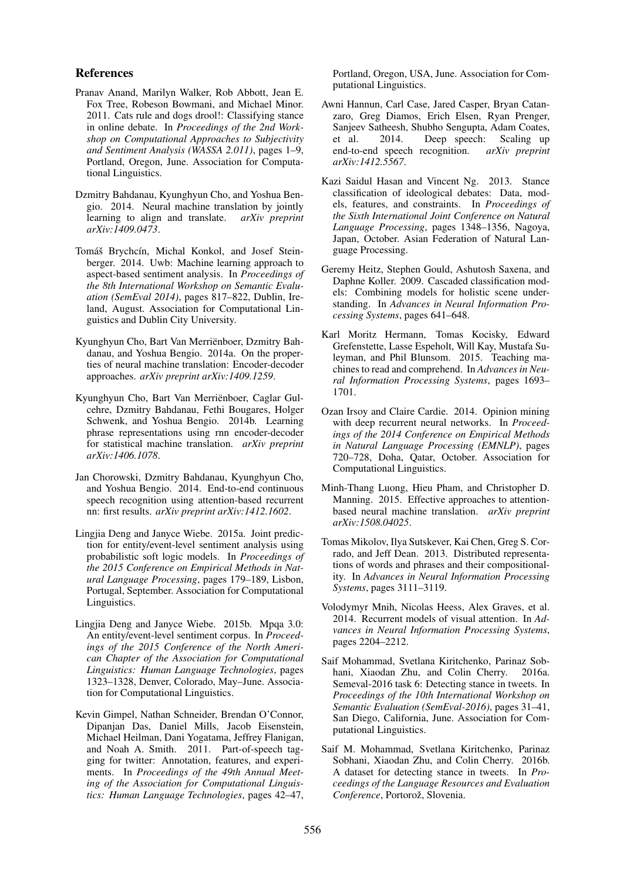## References

Pranav Anand, Marilyn Walker, Rob Abbott, Jean E. Fox Tree, Robeson Bowmani, and Michael Minor. 2011. Cats rule and dogs drool!: Classifying stance in online debate. In *Proceedings of the 2nd Workshop on Computational Approaches to Subjectivity and Sentiment Analysis (WASSA 2.011)*, pages 1–9, Portland, Oregon, June. Association for Computational Linguistics.

Dzmitry Bahdanau, Kyunghyun Cho, and Yoshua Bengio. 2014. Neural machine translation by jointly learning to align and translate. *arXiv preprint arXiv:1409.0473*.

Tomáš Brychcín, Michal Konkol, and Josef Steinberger. 2014. Uwb: Machine learning approach to aspect-based sentiment analysis. In *Proceedings of the 8th International Workshop on Semantic Evaluation (SemEval 2014)*, pages 817–822, Dublin, Ireland, August. Association for Computational Linguistics and Dublin City University.

Kyunghyun Cho, Bart Van Merriënboer, Dzmitry Bahdanau, and Yoshua Bengio. 2014a. On the properties of neural machine translation: Encoder-decoder approaches. *arXiv preprint arXiv:1409.1259*.

Kyunghyun Cho, Bart Van Merriënboer, Caglar Gulcehre, Dzmitry Bahdanau, Fethi Bougares, Holger Schwenk, and Yoshua Bengio. 2014b. Learning phrase representations using rnn encoder-decoder for statistical machine translation. *arXiv preprint arXiv:1406.1078*.

Jan Chorowski, Dzmitry Bahdanau, Kyunghyun Cho, and Yoshua Bengio. 2014. End-to-end continuous speech recognition using attention-based recurrent nn: first results. *arXiv preprint arXiv:1412.1602*.

Lingjia Deng and Janyce Wiebe. 2015a. Joint prediction for entity/event-level sentiment analysis using probabilistic soft logic models. In *Proceedings of the 2015 Conference on Empirical Methods in Natural Language Processing*, pages 179–189, Lisbon, Portugal, September. Association for Computational Linguistics.

Lingjia Deng and Janyce Wiebe. 2015b. Mpqa 3.0: An entity/event-level sentiment corpus. In *Proceedings of the 2015 Conference of the North American Chapter of the Association for Computational Linguistics: Human Language Technologies*, pages 1323–1328, Denver, Colorado, May–June. Association for Computational Linguistics.

Kevin Gimpel, Nathan Schneider, Brendan O'Connor, Dipanjan Das, Daniel Mills, Jacob Eisenstein, Michael Heilman, Dani Yogatama, Jeffrey Flanigan, and Noah A. Smith. 2011. Part-of-speech tagging for twitter: Annotation, features, and experiments. In *Proceedings of the 49th Annual Meeting of the Association for Computational Linguistics: Human Language Technologies*, pages 42–47, Portland, Oregon, USA, June. Association for Computational Linguistics.

Awni Hannun, Carl Case, Jared Casper, Bryan Catanzaro, Greg Diamos, Erich Elsen, Ryan Prenger, Sanjeev Satheesh, Shubho Sengupta, Adam Coates, et al. 2014. Deep speech: Scaling up end-to-end speech recognition. *arXiv preprint arXiv:1412.5567*.

Kazi Saidul Hasan and Vincent Ng. 2013. Stance classification of ideological debates: Data, models, features, and constraints. In *Proceedings of the Sixth International Joint Conference on Natural Language Processing*, pages 1348–1356, Nagoya, Japan, October. Asian Federation of Natural Language Processing.

Geremy Heitz, Stephen Gould, Ashutosh Saxena, and Daphne Koller. 2009. Cascaded classification models: Combining models for holistic scene understanding. In *Advances in Neural Information Processing Systems*, pages 641–648.

Karl Moritz Hermann, Tomas Kocisky, Edward Grefenstette, Lasse Espeholt, Will Kay, Mustafa Suleyman, and Phil Blunsom. 2015. Teaching machines to read and comprehend. In *Advances in Neural Information Processing Systems*, pages 1693–1701.

Ozan Irsoy and Claire Cardie. 2014. Opinion mining with deep recurrent neural networks. In *Proceedings of the 2014 Conference on Empirical Methods in Natural Language Processing (EMNLP)*, pages 720–728, Doha, Qatar, October. Association for Computational Linguistics.

Minh-Thang Luong, Hieu Pham, and Christopher D. Manning. 2015. Effective approaches to attention-based neural machine translation. *arXiv preprint arXiv:1508.04025*.

Tomas Mikolov, Ilya Sutskever, Kai Chen, Greg S. Corrado, and Jeff Dean. 2013. Distributed representations of words and phrases and their compositionality. In *Advances in Neural Information Processing Systems*, pages 3111–3119.

Volodymyr Mnih, Nicolas Heess, Alex Graves, et al. 2014. Recurrent models of visual attention. In *Advances in Neural Information Processing Systems*, pages 2204–2212.

Saif Mohammad, Svetlana Kiritchenko, Parinaz Sobhani, Xiaodan Zhu, and Colin Cherry. 2016a. Semeval-2016 task 6: Detecting stance in tweets. In *Proceedings of the 10th International Workshop on Semantic Evaluation (SemEval-2016)*, pages 31–41, San Diego, California, June. Association for Computational Linguistics.

Saif M. Mohammad, Svetlana Kiritchenko, Parinaz Sobhani, Xiaodan Zhu, and Colin Cherry. 2016b. A dataset for detecting stance in tweets. In *Proceedings of the Language Resources and Evaluation Conference*, Portorož, Slovenia.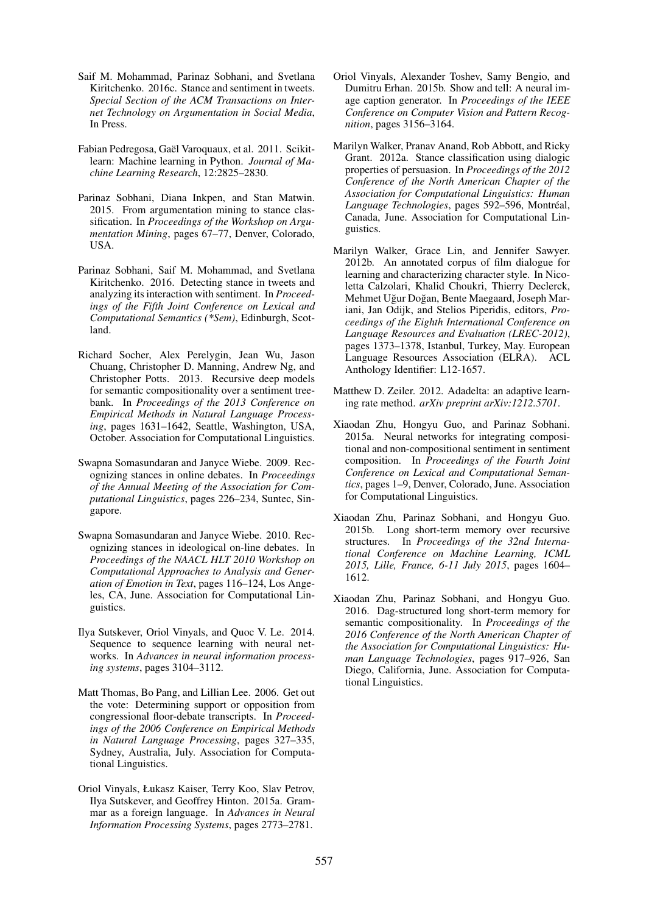Saif M. Mohammad, Parinaz Sobhani, and Svetlana Kiritchenko. 2016c. Stance and sentiment in tweets. *Special Section of the ACM Transactions on Internet Technology on Argumentation in Social Media*, In Press.

Fabian Pedregosa, Gaël Varoquaux, et al. 2011. Scikit-learn: Machine learning in Python. *Journal of Machine Learning Research*, 12:2825–2830.

Parinaz Sobhani, Diana Inkpen, and Stan Matwin. 2015. From argumentation mining to stance classification. In *Proceedings of the Workshop on Argumentation Mining*, pages 67–77, Denver, Colorado, USA.

Parinaz Sobhani, Saif M. Mohammad, and Svetlana Kiritchenko. 2016. Detecting stance in tweets and analyzing its interaction with sentiment. In *Proceedings of the Fifth Joint Conference on Lexical and Computational Semantics (*Sem)*, Edinburgh, Scotland.

Richard Socher, Alex Perelygin, Jean Wu, Jason Chuang, Christopher D. Manning, Andrew Ng, and Christopher Potts. 2013. Recursive deep models for semantic compositionality over a sentiment treebank. In *Proceedings of the 2013 Conference on Empirical Methods in Natural Language Processing*, pages 1631–1642, Seattle, Washington, USA, October. Association for Computational Linguistics.

Swapna Somasundaran and Janyce Wiebe. 2009. Recognizing stances in online debates. In *Proceedings of the Annual Meeting of the Association for Computational Linguistics*, pages 226–234, Suntec, Singapore.

Swapna Somasundaran and Janyce Wiebe. 2010. Recognizing stances in ideological on-line debates. In *Proceedings of the NAACL HLT 2010 Workshop on Computational Approaches to Analysis and Generation of Emotion in Text*, pages 116–124, Los Angeles, CA, June. Association for Computational Linguistics.

Ilya Sutskever, Oriol Vinyals, and Quoc V. Le. 2014. Sequence to sequence learning with neural networks. In *Advances in neural information processing systems*, pages 3104–3112.

Matt Thomas, Bo Pang, and Lillian Lee. 2006. Get out the vote: Determining support or opposition from congressional floor-debate transcripts. In *Proceedings of the 2006 Conference on Empirical Methods in Natural Language Processing*, pages 327–335, Sydney, Australia, July. Association for Computational Linguistics.

Oriol Vinyals, Łukasz Kaiser, Terry Koo, Slav Petrov, Ilya Sutskever, and Geoffrey Hinton. 2015a. Grammar as a foreign language. In *Advances in Neural Information Processing Systems*, pages 2773–2781.

Oriol Vinyals, Alexander Toshev, Samy Bengio, and Dumitru Erhan. 2015b. Show and tell: A neural image caption generator. In *Proceedings of the IEEE Conference on Computer Vision and Pattern Recognition*, pages 3156–3164.

Marilyn Walker, Pranav Anand, Rob Abbott, and Ricky Grant. 2012a. Stance classification using dialogic properties of persuasion. In *Proceedings of the 2012 Conference of the North American Chapter of the Association for Computational Linguistics: Human Language Technologies*, pages 592–596, Montréal, Canada, June. Association for Computational Linguistics.

Marilyn Walker, Grace Lin, and Jennifer Sawyer. 2012b. An annotated corpus of film dialogue for learning and characterizing character style. In Nicoletta Calzolari, Khalid Choukri, Thierry Declerck, Mehmet Uğur Doğan, Bente Maegaard, Joseph Mariani, Jan Odijk, and Stelios Piperidis, editors, *Proceedings of the Eighth International Conference on Language Resources and Evaluation (LREC-2012)*, pages 1373–1378, Istanbul, Turkey, May. European Language Resources Association (ELRA). ACL Anthology Identifier: L12-1657.

Matthew D. Zeiler. 2012. Adadelta: an adaptive learning rate method. *arXiv preprint arXiv:1212.5701*.

Xiaodan Zhu, Hongyu Guo, and Parinaz Sobhani. 2015a. Neural networks for integrating compositional and non-compositional sentiment in sentiment composition. In *Proceedings of the Fourth Joint Conference on Lexical and Computational Semantics*, pages 1–9, Denver, Colorado, June. Association for Computational Linguistics.

Xiaodan Zhu, Parinaz Sobhani, and Hongyu Guo. 2015b. Long short-term memory over recursive structures. In *Proceedings of the 32nd International Conference on Machine Learning, ICML 2015, Lille, France, 6-11 July 2015*, pages 1604–1612.

Xiaodan Zhu, Parinaz Sobhani, and Hongyu Guo. 2016. Dag-structured long short-term memory for semantic compositionality. In *Proceedings of the 2016 Conference of the North American Chapter of the Association for Computational Linguistics: Human Language Technologies*, pages 917–926, San Diego, California, June. Association for Computational Linguistics.